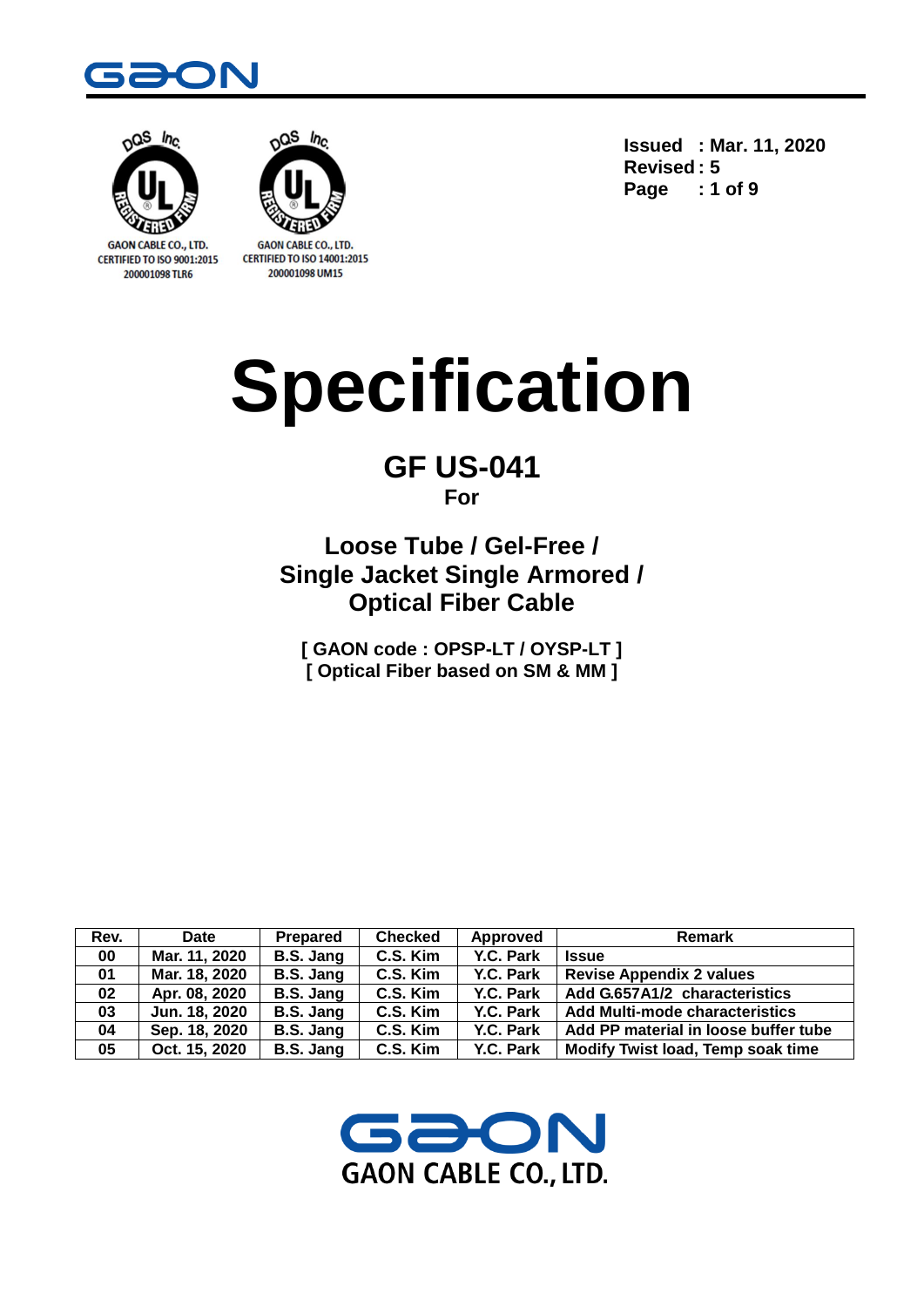GAON CABLE CO., LTD.
CERTIFIED TO ISO 9001:2015
200001098 TLR6

GAON CABLE CO., LTD.
CERTIFIED TO ISO 14001:2015
200001098 UM15

**Issued : Mar. 11, 2020**
**Revised : 5**

# Specification

## GF US-041

**For**

## Loose Tube / Gel-Free / Single Jacket Single Armored / Optical Fiber Cable

**[ GAON code : OPSP-LT / OYSP-LT ]**
**[ Optical Fiber based on SM & MM ]**

| Rev. | Date | Prepared | Checked | Approved | Remark |
|---|---|---|---|---|---|
| 00 | Mar. 11, 2020 | B.S. Jang | C.S. Kim | Y.C. Park | Issue |
| 01 | Mar. 18, 2020 | B.S. Jang | C.S. Kim | Y.C. Park | Revise Appendix 2 values |
| 02 | Apr. 08, 2020 | B.S. Jang | C.S. Kim | Y.C. Park | Add G.657A1/2 characteristics |
| 03 | Jun. 18, 2020 | B.S. Jang | C.S. Kim | Y.C. Park | Add Multi-mode characteristics |
| 04 | Sep. 18, 2020 | B.S. Jang | C.S. Kim | Y.C. Park | Add PP material in loose buffer tube |
| 05 | Oct. 15, 2020 | B.S. Jang | C.S. Kim | Y.C. Park | Modify Twist load, Temp soak time |

GAON CABLE CO., LTD.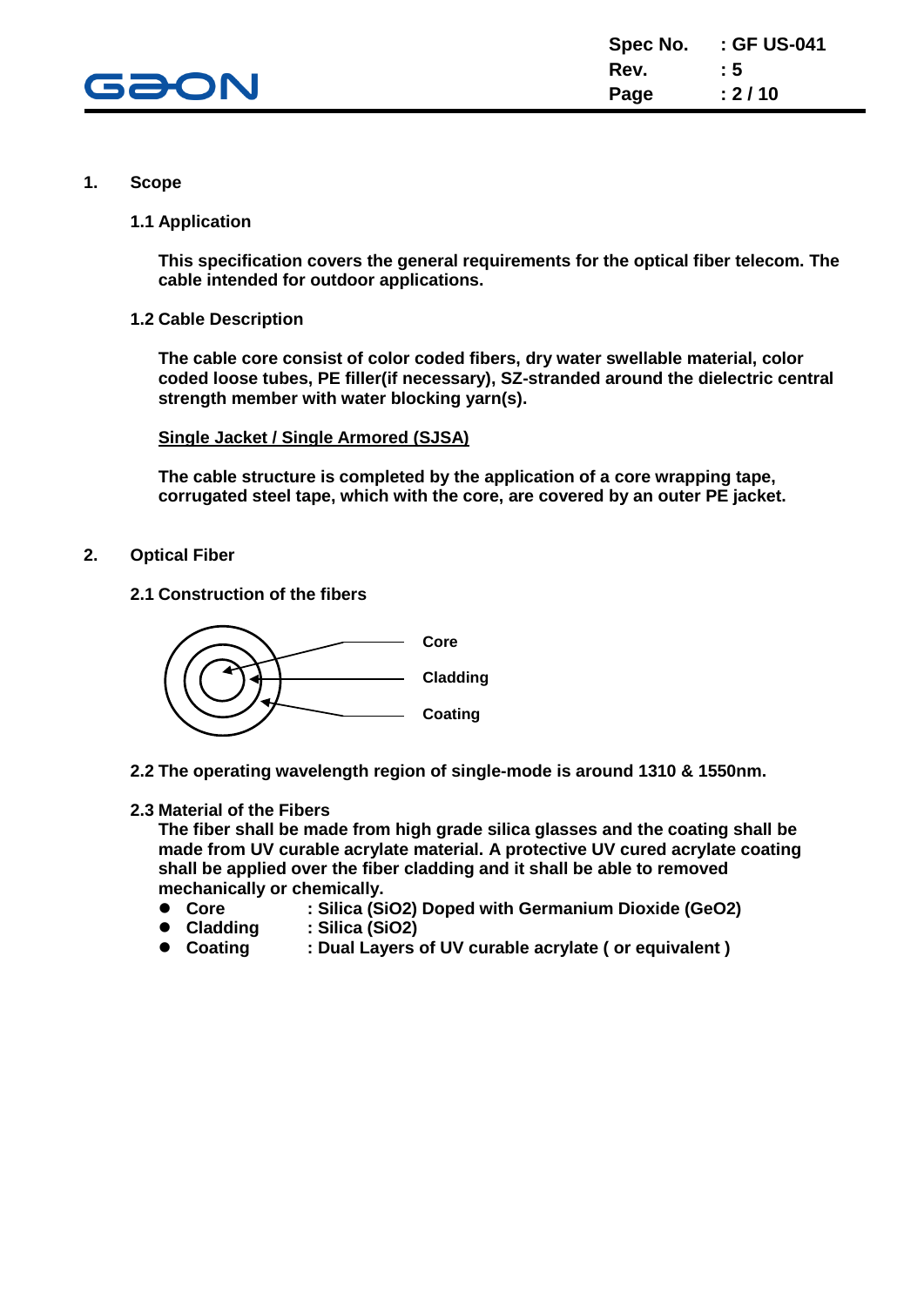## 1. Scope

### 1.1 Application

**This specification covers the general requirements for the optical fiber telecom. The cable intended for outdoor applications.**

### 1.2 Cable Description

**The cable core consist of color coded fibers, dry water swellable material, color coded loose tubes, PE filler(if necessary), SZ-stranded around the dielectric central strength member with water blocking yarn(s).**

**Single Jacket / Single Armored (SJSA)**

**The cable structure is completed by the application of a core wrapping tape, corrugated steel tape, which with the core, are covered by an outer PE jacket.**

## 2. Optical Fiber

### 2.1 Construction of the fibers

Core

Cladding

Coating

### 2.2 The operating wavelength region of single-mode is around 1310 & 1550nm.

### 2.3 Material of the Fibers

**The fiber shall be made from high grade silica glasses and the coating shall be made from UV curable acrylate material. A protective UV cured acrylate coating shall be applied over the fiber cladding and it shall be able to removed mechanically or chemically.**

- **Core : Silica ($SiO_2$) Doped with Germanium Dioxide ($GeO_2$)**
- **Cladding : Silica ($SiO_2$)**
- **Coating : Dual Layers of UV curable acrylate ( or equivalent )**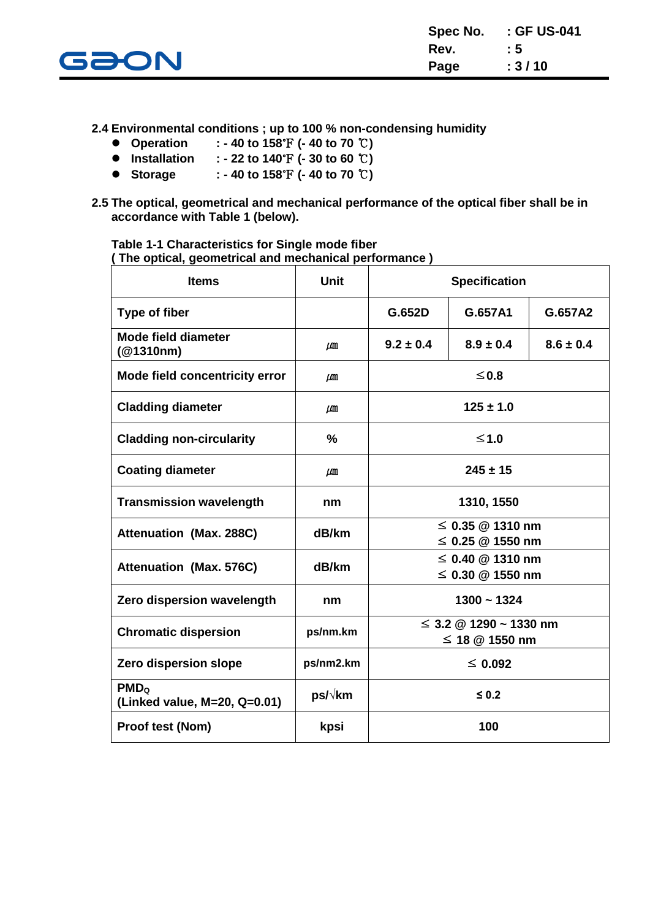**2.4 Environmental conditions ; up to 100 % non-condensing humidity**

- **Operation : - 40 to 158℉ (- 40 to 70 ℃)**
- **Installation : - 22 to 140℉ (- 30 to 60 ℃)**
- **Storage : - 40 to 158℉ (- 40 to 70 ℃)**

**2.5 The optical, geometrical and mechanical performance of the optical fiber shall be in accordance with Table 1 (below).**

**Table 1-1 Characteristics for Single mode fiber**
**( The optical, geometrical and mechanical performance )**

| Items | Unit | Specification | | |
|---|---|---|---|---|
| Type of fiber | | G.652D | G.657A1 | G.657A2 |
| Mode field diameter (@1310nm) | ㎛ | 9.2 ± 0.4 | 8.9 ± 0.4 | 8.6 ± 0.4 |
| Mode field concentricity error | ㎛ | ≤0.8 | | |
| Cladding diameter | ㎛ | 125 ± 1.0 | | |
| Cladding non-circularity | % | ≤1.0 | | |
| Coating diameter | ㎛ | 245 ± 15 | | |
| Transmission wavelength | nm | 1310, 1550 | | |
| Attenuation (Max. 288C) | dB/km | ≤ 0.35 @ 1310 nm<br>≤ 0.25 @ 1550 nm | | |
| Attenuation (Max. 576C) | dB/km | ≤ 0.40 @ 1310 nm<br>≤ 0.30 @ 1550 nm | | |
| Zero dispersion wavelength | nm | 1300 ~ 1324 | | |
| Chromatic dispersion | ps/nm.km | ≤ 3.2 @ 1290 ~ 1330 nm<br>≤ 18 @ 1550 nm | | |
| Zero dispersion slope | ps/nm2.km | ≤ 0.092 | | |
| $PMD_Q$ (Linked value, M=20, Q=0.01) | ps/√km | ≤ 0.2 | | |
| Proof test (Nom) | kpsi | 100 | | |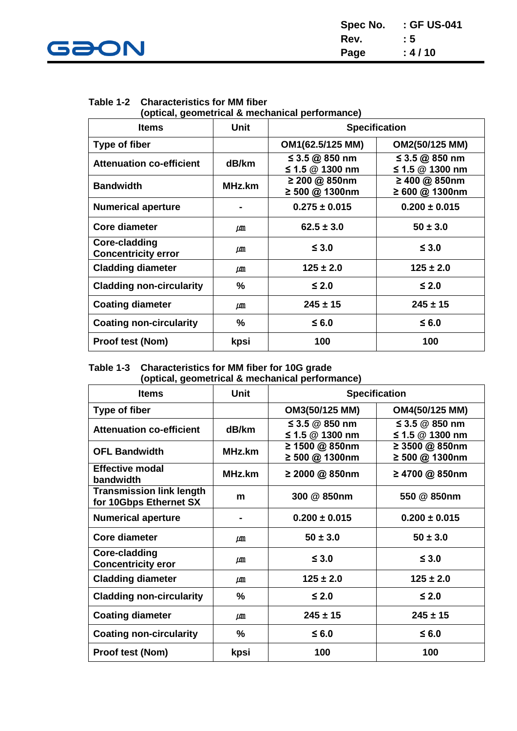**Table 1-2 Characteristics for MM fiber (optical, geometrical & mechanical performance)**

| Items | Unit | Specification | |
|---|---|---|---|
| Type of fiber | | OM1(62.5/125 MM) | OM2(50/125 MM) |
| Attenuation co-efficient | dB/km | ≤ 3.5 @ 850 nm<br>≤ 1.5 @ 1300 nm | ≤ 3.5 @ 850 nm<br>≤ 1.5 @ 1300 nm |
| Bandwidth | MHz.km | ≥ 200 @ 850nm<br>≥ 500 @ 1300nm | ≥ 400 @ 850nm<br>≥ 600 @ 1300nm |
| Numerical aperture | - | 0.275 ± 0.015 | 0.200 ± 0.015 |
| Core diameter | ㎛ | 62.5 ± 3.0 | 50 ± 3.0 |
| Core-cladding Concentricity error | ㎛ | ≤ 3.0 | ≤ 3.0 |
| Cladding diameter | ㎛ | 125 ± 2.0 | 125 ± 2.0 |
| Cladding non-circularity | % | ≤ 2.0 | ≤ 2.0 |
| Coating diameter | ㎛ | 245 ± 15 | 245 ± 15 |
| Coating non-circularity | % | ≤ 6.0 | ≤ 6.0 |
| Proof test (Nom) | kpsi | 100 | 100 |

**Table 1-3 Characteristics for MM fiber for 10G grade (optical, geometrical & mechanical performance)**

| Items | Unit | Specification | |
|---|---|---|---|
| Type of fiber | | OM3(50/125 MM) | OM4(50/125 MM) |
| Attenuation co-efficient | dB/km | ≤ 3.5 @ 850 nm<br>≤ 1.5 @ 1300 nm | ≤ 3.5 @ 850 nm<br>≤ 1.5 @ 1300 nm |
| OFL Bandwidth | MHz.km | ≥ 1500 @ 850nm<br>≥ 500 @ 1300nm | ≥ 3500 @ 850nm<br>≥ 500 @ 1300nm |
| Effective modal bandwidth | MHz.km | ≥ 2000 @ 850nm | ≥ 4700 @ 850nm |
| Transmission link length for 10Gbps Ethernet SX | m | 300 @ 850nm | 550 @ 850nm |
| Numerical aperture | - | 0.200 ± 0.015 | 0.200 ± 0.015 |
| Core diameter | ㎛ | 50 ± 3.0 | 50 ± 3.0 |
| Core-cladding Concentricity eror | ㎛ | ≤ 3.0 | ≤ 3.0 |
| Cladding diameter | ㎛ | 125 ± 2.0 | 125 ± 2.0 |
| Cladding non-circularity | % | ≤ 2.0 | ≤ 2.0 |
| Coating diameter | ㎛ | 245 ± 15 | 245 ± 15 |
| Coating non-circularity | % | ≤ 6.0 | ≤ 6.0 |
| Proof test (Nom) | kpsi | 100 | 100 |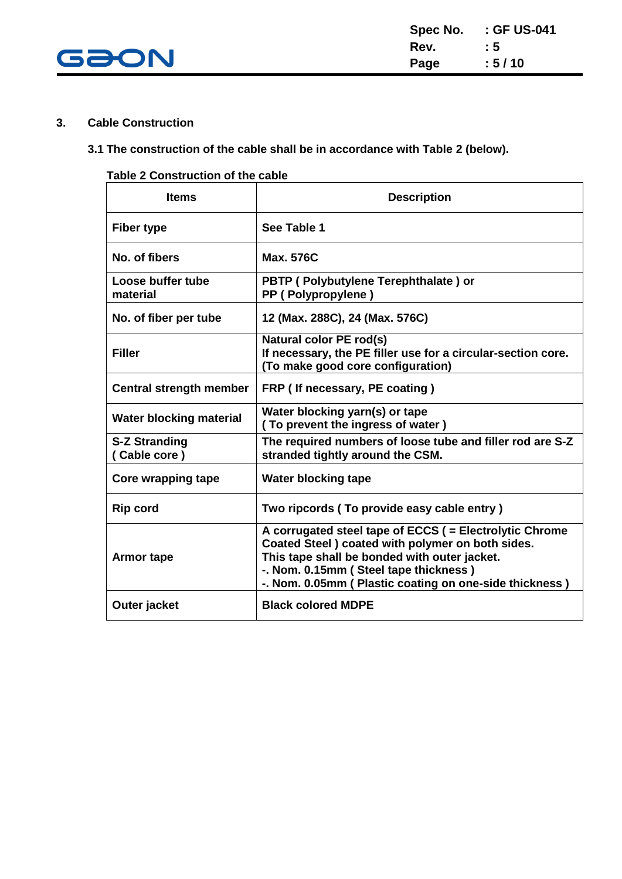## 3. Cable Construction

### 3.1 The construction of the cable shall be in accordance with Table 2 (below).

**Table 2 Construction of the cable**

| Items | Description |
|---|---|
| Fiber type | See Table 1 |
| No. of fibers | Max. 576C |
| Loose buffer tube material | PBTP ( Polybutylene Terephthalate ) or<br>PP ( Polypropylene ) |
| No. of fiber per tube | 12 (Max. 288C), 24 (Max. 576C) |
| Filler | Natural color PE rod(s)<br>If necessary, the PE filler use for a circular-section core.<br>(To make good core configuration) |
| Central strength member | FRP ( If necessary, PE coating ) |
| Water blocking material | Water blocking yarn(s) or tape<br>( To prevent the ingress of water ) |
| S-Z Stranding<br>( Cable core ) | The required numbers of loose tube and filler rod are S-Z stranded tightly around the CSM. |
| Core wrapping tape | Water blocking tape |
| Rip cord | Two ripcords ( To provide easy cable entry ) |
| Armor tape | A corrugated steel tape of ECCS ( = Electrolytic Chrome Coated Steel ) coated with polymer on both sides.<br>This tape shall be bonded with outer jacket.<br>-. Nom. 0.15mm ( Steel tape thickness )<br>-. Nom. 0.05mm ( Plastic coating on one-side thickness ) |
| Outer jacket | Black colored MDPE |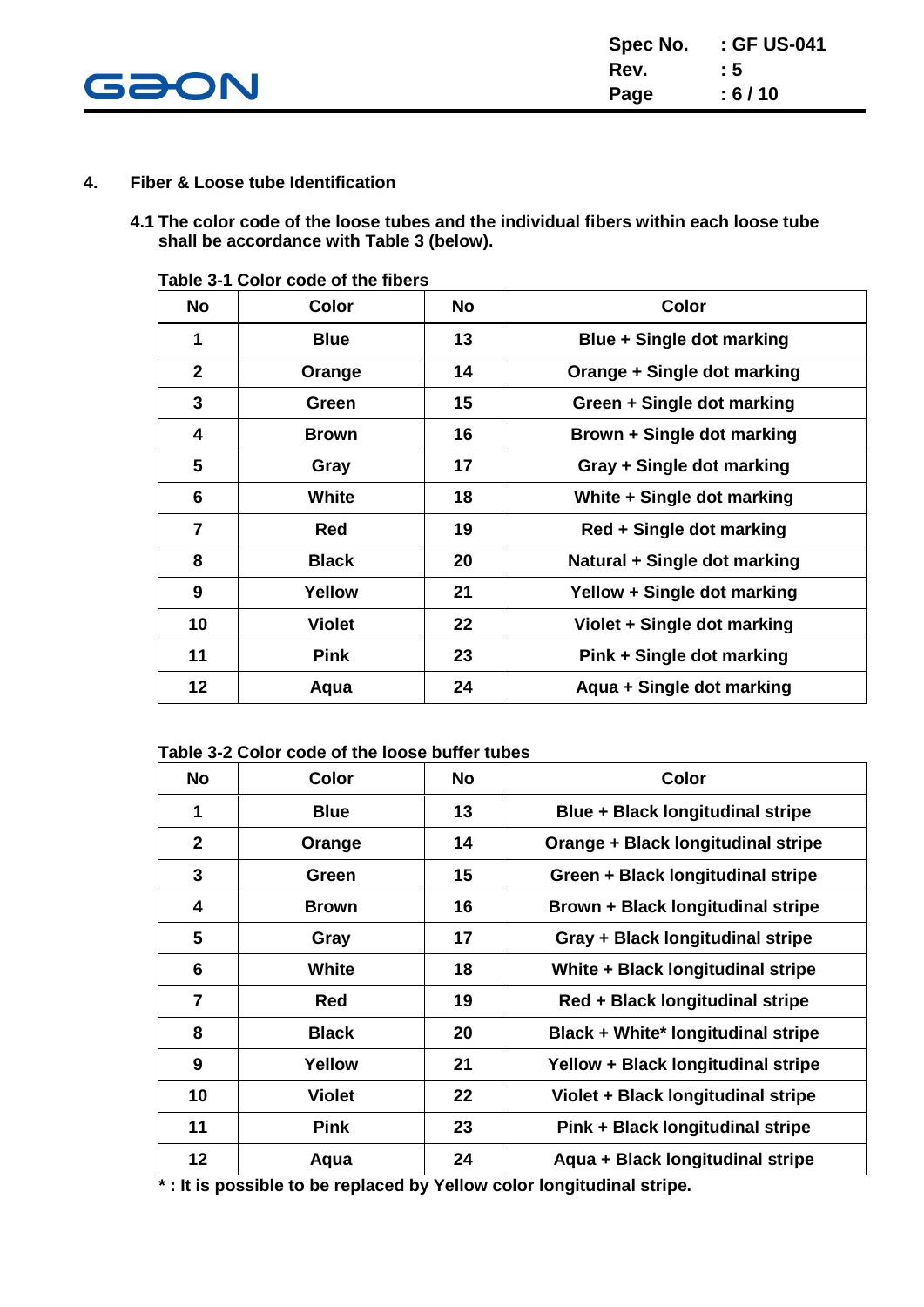## 4. Fiber & Loose tube Identification

**4.1 The color code of the loose tubes and the individual fibers within each loose tube shall be accordance with Table 3 (below).**

**Table 3-1 Color code of the fibers**

| No | Color | No | Color |
|---|---|---|---|
| 1 | Blue | 13 | Blue + Single dot marking |
| 2 | Orange | 14 | Orange + Single dot marking |
| 3 | Green | 15 | Green + Single dot marking |
| 4 | Brown | 16 | Brown + Single dot marking |
| 5 | Gray | 17 | Gray + Single dot marking |
| 6 | White | 18 | White + Single dot marking |
| 7 | Red | 19 | Red + Single dot marking |
| 8 | Black | 20 | Natural + Single dot marking |
| 9 | Yellow | 21 | Yellow + Single dot marking |
| 10 | Violet | 22 | Violet + Single dot marking |
| 11 | Pink | 23 | Pink + Single dot marking |
| 12 | Aqua | 24 | Aqua + Single dot marking |

**Table 3-2 Color code of the loose buffer tubes**

| No | Color | No | Color |
|---|---|---|---|
| 1 | Blue | 13 | Blue + Black longitudinal stripe |
| 2 | Orange | 14 | Orange + Black longitudinal stripe |
| 3 | Green | 15 | Green + Black longitudinal stripe |
| 4 | Brown | 16 | Brown + Black longitudinal stripe |
| 5 | Gray | 17 | Gray + Black longitudinal stripe |
| 6 | White | 18 | White + Black longitudinal stripe |
| 7 | Red | 19 | Red + Black longitudinal stripe |
| 8 | Black | 20 | Black + White* longitudinal stripe |
| 9 | Yellow | 21 | Yellow + Black longitudinal stripe |
| 10 | Violet | 22 | Violet + Black longitudinal stripe |
| 11 | Pink | 23 | Pink + Black longitudinal stripe |
| 12 | Aqua | 24 | Aqua + Black longitudinal stripe |

**\* : It is possible to be replaced by Yellow color longitudinal stripe.**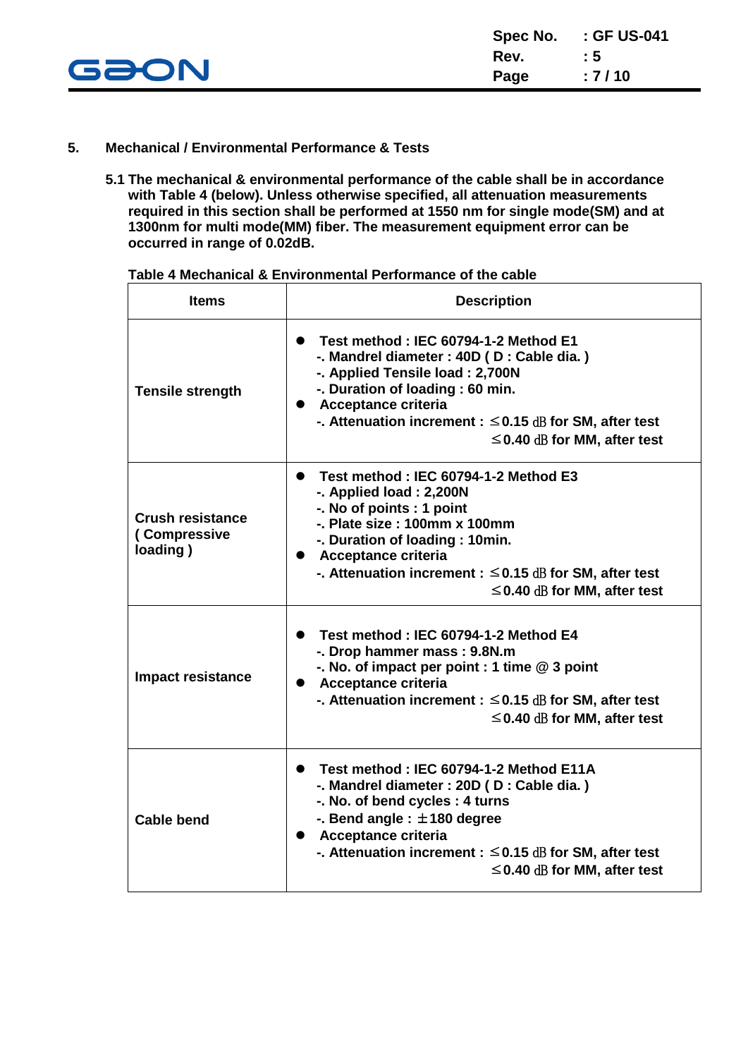## 5. Mechanical / Environmental Performance & Tests

**5.1 The mechanical & environmental performance of the cable shall be in accordance with Table 4 (below). Unless otherwise specified, all attenuation measurements required in this section shall be performed at 1550 nm for single mode(SM) and at 1300nm for multi mode(MM) fiber. The measurement equipment error can be occurred in range of 0.02dB.**

**Table 4 Mechanical & Environmental Performance of the cable**

| Items | Description |
|---|---|
| Tensile strength | ● Test method : IEC 60794-1-2 Method E1<br>-. Mandrel diameter : 40D ( D : Cable dia. )<br>-. Applied Tensile load : 2,700N<br>-. Duration of loading : 60 min.<br>● Acceptance criteria<br>-. Attenuation increment : ≤0.15 ㏈ for SM, after test<br>≤0.40 ㏈ for MM, after test |
| Crush resistance ( Compressive loading ) | ● Test method : IEC 60794-1-2 Method E3<br>-. Applied load : 2,200N<br>-. No of points : 1 point<br>-. Plate size : 100mm x 100mm<br>-. Duration of loading : 10min.<br>● Acceptance criteria<br>-. Attenuation increment : ≤0.15 ㏈ for SM, after test<br>≤0.40 ㏈ for MM, after test |
| Impact resistance | ● Test method : IEC 60794-1-2 Method E4<br>-. Drop hammer mass : 9.8N.m<br>-. No. of impact per point : 1 time @ 3 point<br>● Acceptance criteria<br>-. Attenuation increment : ≤0.15 ㏈ for SM, after test<br>≤0.40 ㏈ for MM, after test |
| Cable bend | ● Test method : IEC 60794-1-2 Method E11A<br>-. Mandrel diameter : 20D ( D : Cable dia. )<br>-. No. of bend cycles : 4 turns<br>-. Bend angle : ±180 degree<br>● Acceptance criteria<br>-. Attenuation increment : ≤0.15 ㏈ for SM, after test<br>≤0.40 ㏈ for MM, after test |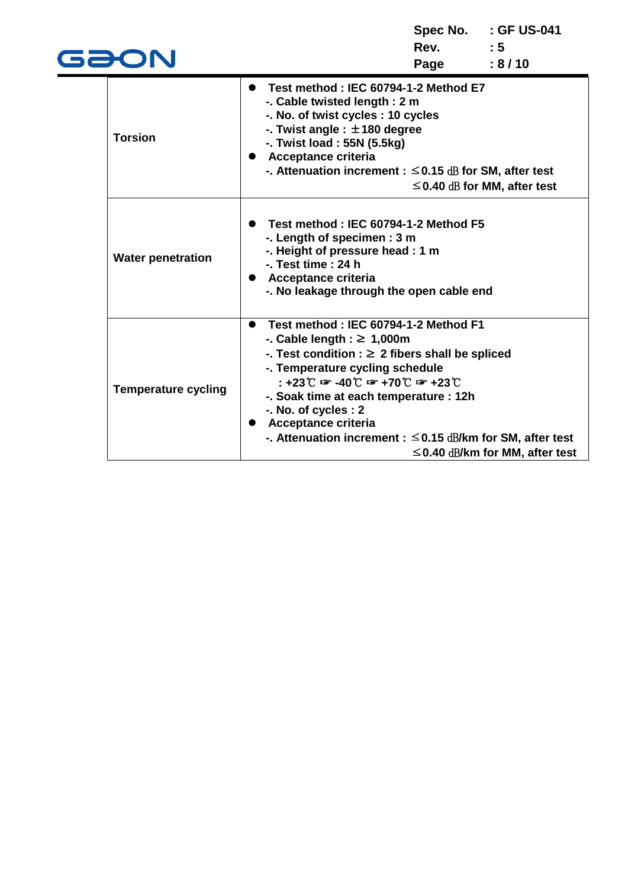| | |
|---|---|
| **Torsion** | ● **Test method : IEC 60794-1-2 Method E7**<br>**-. Cable twisted length : 2 m**<br>**-. No. of twist cycles : 10 cycles**<br>**-. Twist angle : ±180 degree**<br>**-. Twist load : 55N (5.5kg)**<br>● **Acceptance criteria**<br>**-. Attenuation increment : ≤0.15 ㏈ for SM, after test**<br>**≤0.40 ㏈ for MM, after test** |
| **Water penetration** | ● **Test method : IEC 60794-1-2 Method F5**<br>**-. Length of specimen : 3 m**<br>**-. Height of pressure head : 1 m**<br>**-. Test time : 24 h**<br>● **Acceptance criteria**<br>**-. No leakage through the open cable end** |
| **Temperature cycling** | ● **Test method : IEC 60794-1-2 Method F1**<br>**-. Cable length : ≥ 1,000m**<br>**-. Test condition : ≥ 2 fibers shall be spliced**<br>**-. Temperature cycling schedule**<br>**: +23℃ ☞ -40℃ ☞ +70℃ ☞ +23℃**<br>**-. Soak time at each temperature : 12h**<br>**-. No. of cycles : 2**<br>● **Acceptance criteria**<br>**-. Attenuation increment : ≤0.15 ㏈/km for SM, after test**<br>**≤0.40 ㏈/km for MM, after test** |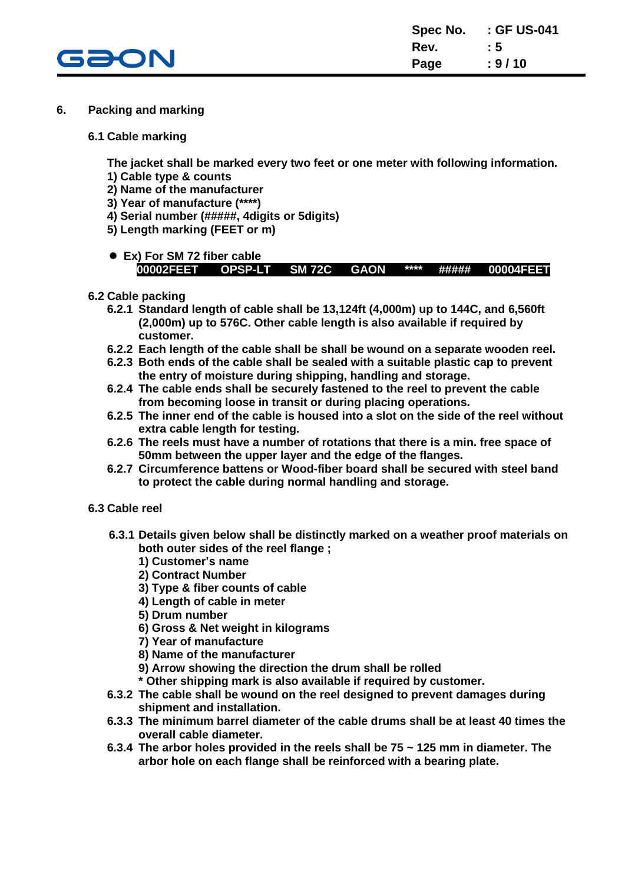## 6. Packing and marking

### 6.1 Cable marking

The jacket shall be marked every two feet or one meter with following information.

1) Cable type & counts
2) Name of the manufacturer
3) Year of manufacture (****)
4) Serial number (#####, 4digits or 5digits)
5) Length marking (FEET or m)

- Ex) For SM 72 fiber cable

  00002FEET OPSP-LT SM 72C GAON **** ##### 00004FEET

### 6.2 Cable packing

6.2.1 Standard length of cable shall be 13,124ft (4,000m) up to 144C, and 6,560ft (2,000m) up to 576C. Other cable length is also available if required by customer.

6.2.2 Each length of the cable shall be shall be wound on a separate wooden reel.

6.2.3 Both ends of the cable shall be sealed with a suitable plastic cap to prevent the entry of moisture during shipping, handling and storage.

6.2.4 The cable ends shall be securely fastened to the reel to prevent the cable from becoming loose in transit or during placing operations.

6.2.5 The inner end of the cable is housed into a slot on the side of the reel without extra cable length for testing.

6.2.6 The reels must have a number of rotations that there is a min. free space of 50mm between the upper layer and the edge of the flanges.

6.2.7 Circumference battens or Wood-fiber board shall be secured with steel band to protect the cable during normal handling and storage.

### 6.3 Cable reel

6.3.1 Details given below shall be distinctly marked on a weather proof materials on both outer sides of the reel flange ;

1) Customer's name
2) Contract Number
3) Type & fiber counts of cable
4) Length of cable in meter
5) Drum number
6) Gross & Net weight in kilograms
7) Year of manufacture
8) Name of the manufacturer
9) Arrow showing the direction the drum shall be rolled

\* Other shipping mark is also available if required by customer.

6.3.2 The cable shall be wound on the reel designed to prevent damages during shipment and installation.

6.3.3 The minimum barrel diameter of the cable drums shall be at least 40 times the overall cable diameter.

6.3.4 The arbor holes provided in the reels shall be 75 ~ 125 mm in diameter. The arbor hole on each flange shall be reinforced with a bearing plate.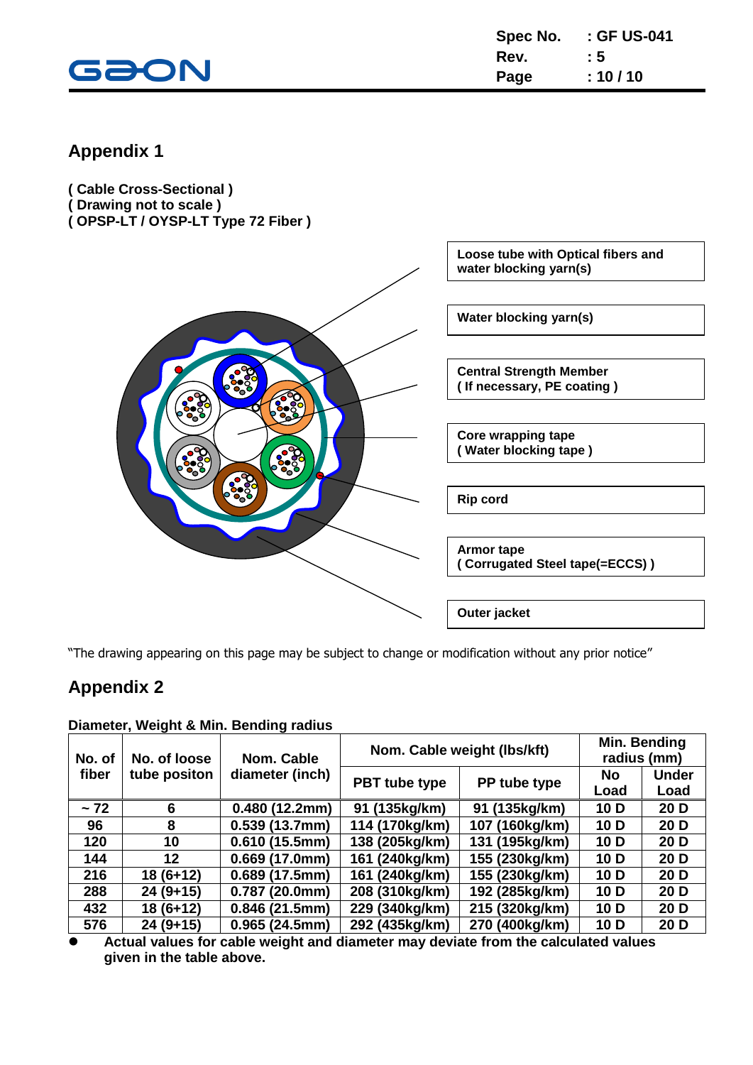## Appendix 1

**( Cable Cross-Sectional )**
**( Drawing not to scale )**
**( OPSP-LT / OYSP-LT Type 72 Fiber )**

Loose tube with Optical fibers and water blocking yarn(s)

Water blocking yarn(s)

Central Strength Member
( If necessary, PE coating )

Core wrapping tape
( Water blocking tape )

Rip cord

Armor tape
( Corrugated Steel tape(=ECCS) )

Outer jacket

"The drawing appearing on this page may be subject to change or modification without any prior notice"

## Appendix 2

**Diameter, Weight & Min. Bending radius**

| No. of fiber | No. of loose tube positon | Nom. Cable diameter (inch) | Nom. Cable weight (lbs/kft) | | Min. Bending radius (mm) | |
|---|---|---|---|---|---|---|
| | | | PBT tube type | PP tube type | No Load | Under Load |
| ~ 72 | 6 | 0.480 (12.2mm) | 91 (135kg/km) | 91 (135kg/km) | 10 D | 20 D |
| 96 | 8 | 0.539 (13.7mm) | 114 (170kg/km) | 107 (160kg/km) | 10 D | 20 D |
| 120 | 10 | 0.610 (15.5mm) | 138 (205kg/km) | 131 (195kg/km) | 10 D | 20 D |
| 144 | 12 | 0.669 (17.0mm) | 161 (240kg/km) | 155 (230kg/km) | 10 D | 20 D |
| 216 | 18 (6+12) | 0.689 (17.5mm) | 161 (240kg/km) | 155 (230kg/km) | 10 D | 20 D |
| 288 | 24 (9+15) | 0.787 (20.0mm) | 208 (310kg/km) | 192 (285kg/km) | 10 D | 20 D |
| 432 | 18 (6+12) | 0.846 (21.5mm) | 229 (340kg/km) | 215 (320kg/km) | 10 D | 20 D |
| 576 | 24 (9+15) | 0.965 (24.5mm) | 292 (435kg/km) | 270 (400kg/km) | 10 D | 20 D |

- **Actual values for cable weight and diameter may deviate from the calculated values given in the table above.**